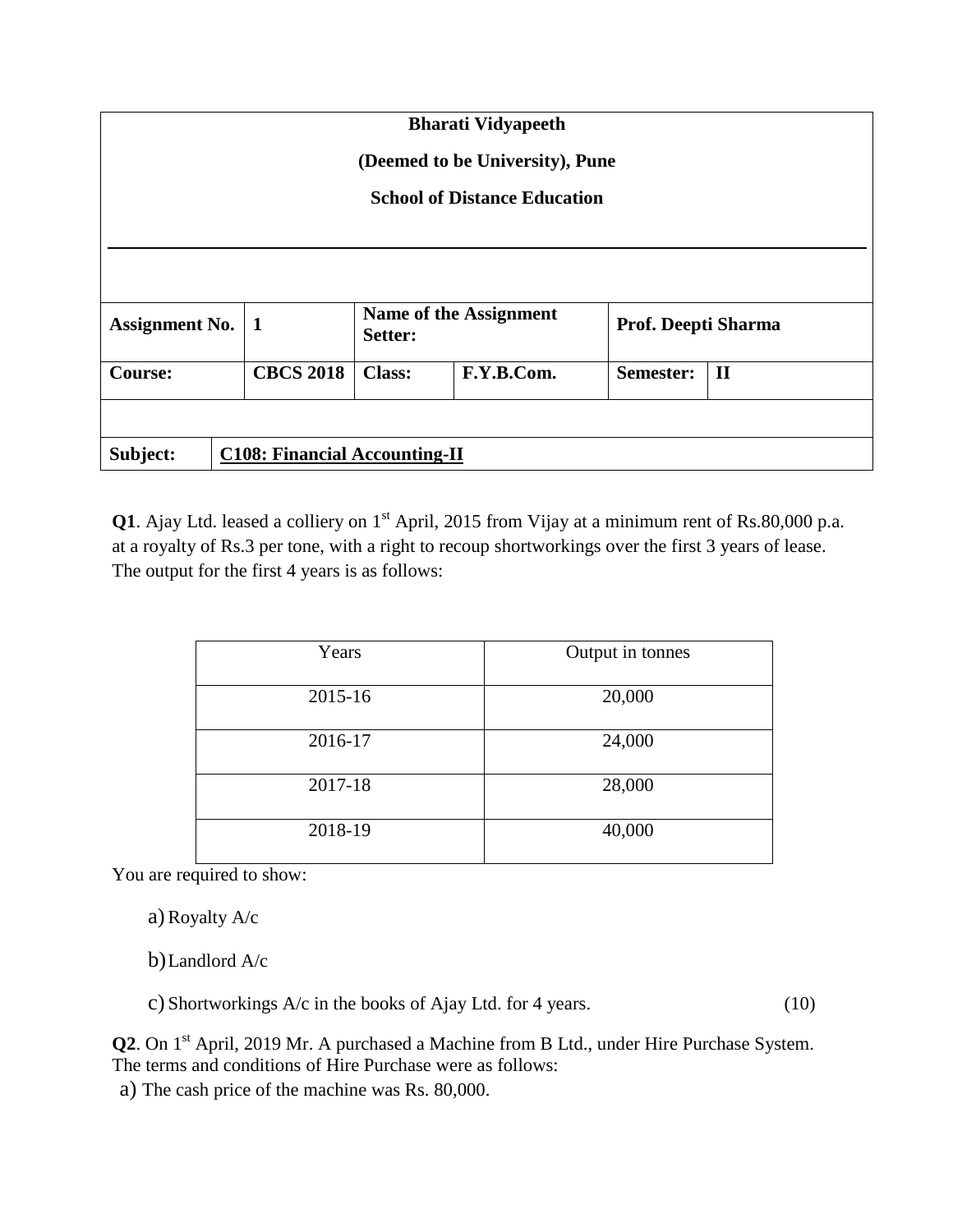**Bharati Vidyapeeth**

**(Deemed to be University), Pune**

**School of Distance Education**

| **Assignment No.** | **1** | **Name of the Assignment Setter:** | | **Prof. Deepti Sharma** | |
|---|---|---|---|---|---|
| **Course:** | **CBCS 2018** | **Class:** | **F.Y.B.Com.** | **Semester:** | **II** |
| | | | | | |
| **Subject:** | **<u>C108: Financial Accounting-II</u>** | | | | |

**Q1**. Ajay Ltd. leased a colliery on 1st April, 2015 from Vijay at a minimum rent of Rs.80,000 p.a. at a royalty of Rs.3 per tone, with a right to recoup shortworkings over the first 3 years of lease. The output for the first 4 years is as follows:

| Years | Output in tonnes |
|---|---|
| 2015-16 | 20,000 |
| 2016-17 | 24,000 |
| 2017-18 | 28,000 |
| 2018-19 | 40,000 |

You are required to show:

a) Royalty A/c

b) Landlord A/c

c) Shortworkings A/c in the books of Ajay Ltd. for 4 years. (10)

**Q2**. On 1st April, 2019 Mr. A purchased a Machine from B Ltd., under Hire Purchase System. The terms and conditions of Hire Purchase were as follows:

a) The cash price of the machine was Rs. 80,000.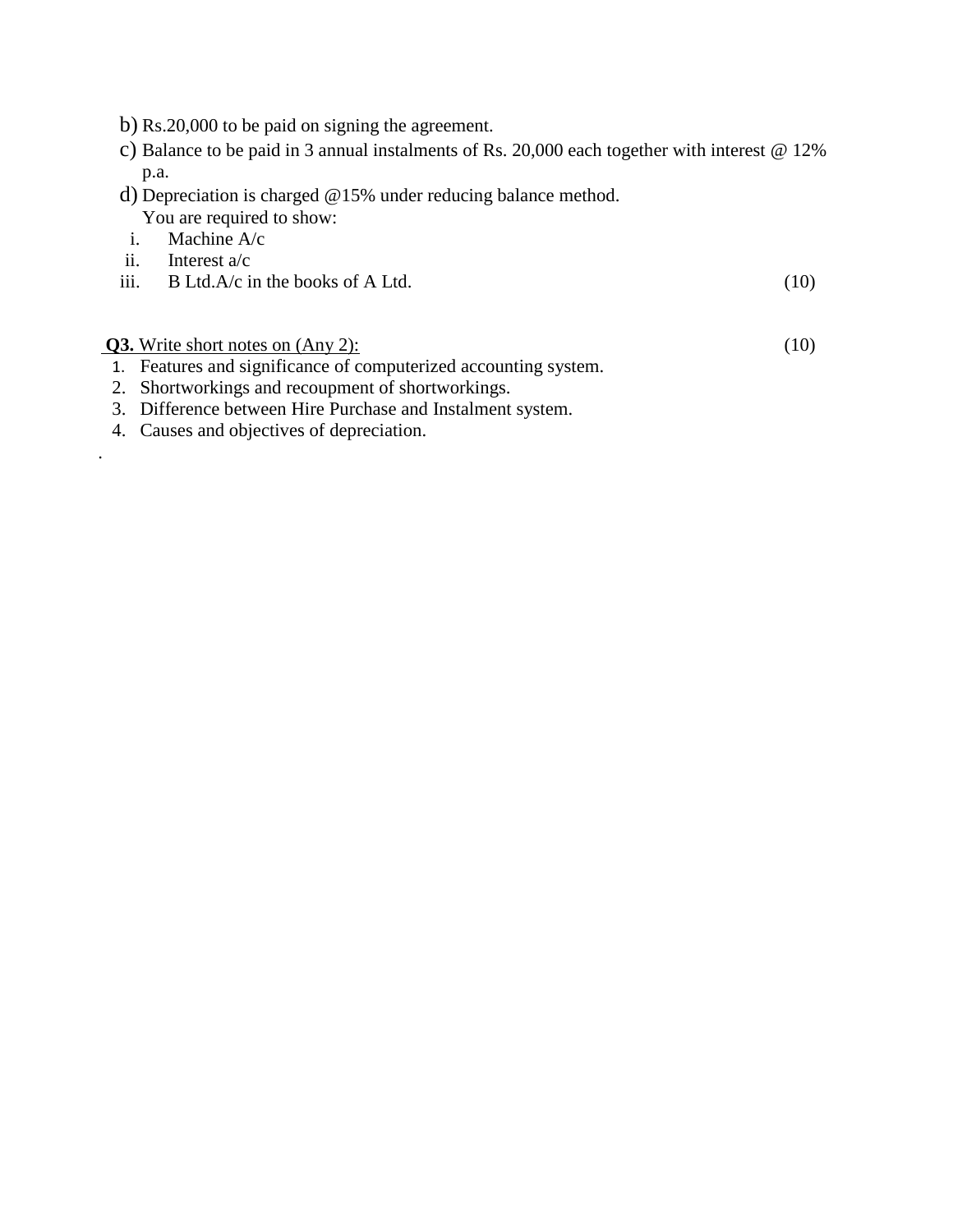b) Rs.20,000 to be paid on signing the agreement.

c) Balance to be paid in 3 annual instalments of Rs. 20,000 each together with interest @ 12% p.a.

d) Depreciation is charged @15% under reducing balance method.

You are required to show:

i. Machine A/c
ii. Interest a/c
iii. B Ltd.A/c in the books of A Ltd. (10)

**Q3.** Write short notes on (Any 2): (10)

1. Features and significance of computerized accounting system.
2. Shortworkings and recoupment of shortworkings.
3. Difference between Hire Purchase and Instalment system.
4. Causes and objectives of depreciation.